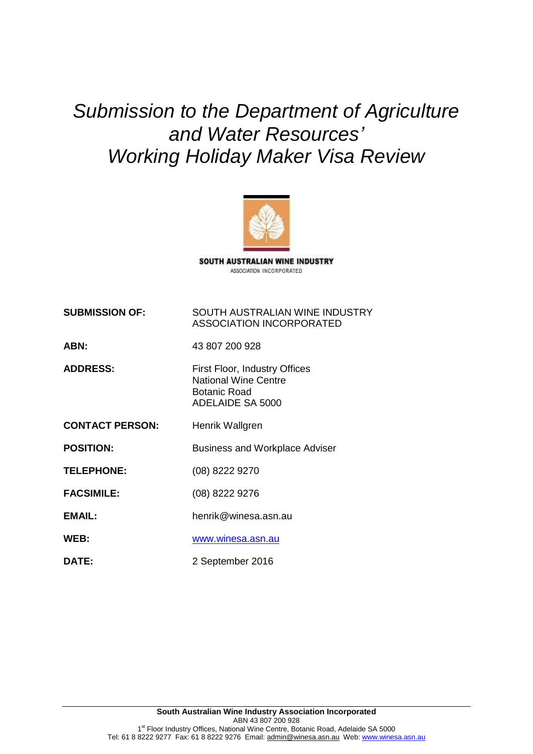# *Submission to the Department of Agriculture and Water Resources' Working Holiday Maker Visa Review*

SOUTH AUSTRALIAN WINE INDUSTRY
ASSOCIATION INCORPORATED

| | |
|---|---|
| **SUBMISSION OF:** | SOUTH AUSTRALIAN WINE INDUSTRY ASSOCIATION INCORPORATED |
| **ABN:** | 43 807 200 928 |
| **ADDRESS:** | First Floor, Industry Offices<br>National Wine Centre<br>Botanic Road<br>ADELAIDE SA 5000 |
| **CONTACT PERSON:** | Henrik Wallgren |
| **POSITION:** | Business and Workplace Adviser |
| **TELEPHONE:** | (08) 8222 9270 |
| **FACSIMILE:** | (08) 8222 9276 |
| **EMAIL:** | henrik@winesa.asn.au |
| **WEB:** | www.winesa.asn.au |
| **DATE:** | 2 September 2016 |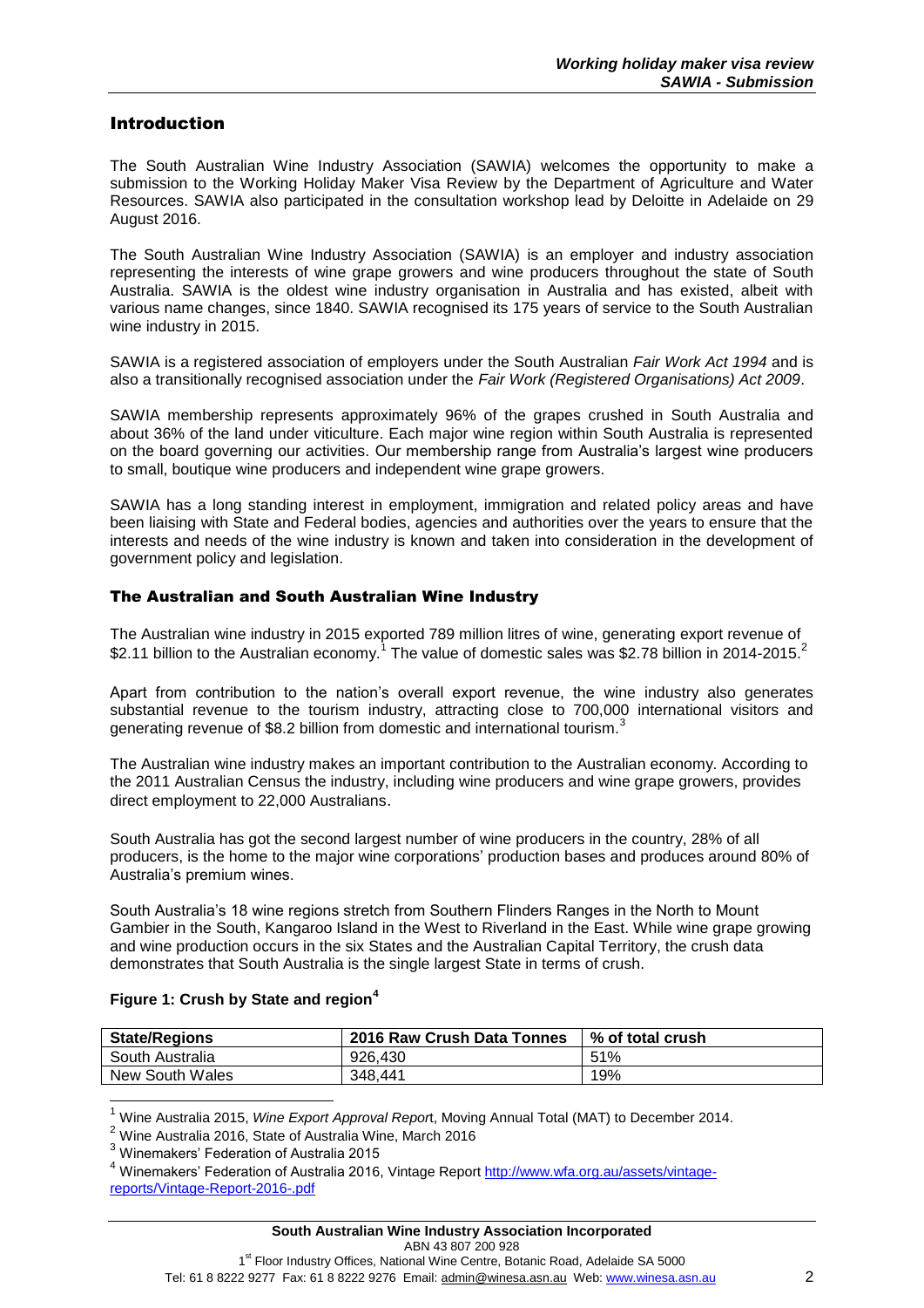## Introduction

The South Australian Wine Industry Association (SAWIA) welcomes the opportunity to make a submission to the Working Holiday Maker Visa Review by the Department of Agriculture and Water Resources. SAWIA also participated in the consultation workshop lead by Deloitte in Adelaide on 29 August 2016.

The South Australian Wine Industry Association (SAWIA) is an employer and industry association representing the interests of wine grape growers and wine producers throughout the state of South Australia. SAWIA is the oldest wine industry organisation in Australia and has existed, albeit with various name changes, since 1840. SAWIA recognised its 175 years of service to the South Australian wine industry in 2015.

SAWIA is a registered association of employers under the South Australian *Fair Work Act 1994* and is also a transitionally recognised association under the *Fair Work (Registered Organisations) Act 2009*.

SAWIA membership represents approximately 96% of the grapes crushed in South Australia and about 36% of the land under viticulture. Each major wine region within South Australia is represented on the board governing our activities. Our membership range from Australia's largest wine producers to small, boutique wine producers and independent wine grape growers.

SAWIA has a long standing interest in employment, immigration and related policy areas and have been liaising with State and Federal bodies, agencies and authorities over the years to ensure that the interests and needs of the wine industry is known and taken into consideration in the development of government policy and legislation.

### The Australian and South Australian Wine Industry

The Australian wine industry in 2015 exported 789 million litres of wine, generating export revenue of $2.11 billion to the Australian economy.[1] The value of domestic sales was $2.78 billion in 2014-2015.[2]

Apart from contribution to the nation's overall export revenue, the wine industry also generates substantial revenue to the tourism industry, attracting close to 700,000 international visitors and generating revenue of $8.2 billion from domestic and international tourism.[3]

The Australian wine industry makes an important contribution to the Australian economy. According to the 2011 Australian Census the industry, including wine producers and wine grape growers, provides direct employment to 22,000 Australians.

South Australia has got the second largest number of wine producers in the country, 28% of all producers, is the home to the major wine corporations' production bases and produces around 80% of Australia's premium wines.

South Australia's 18 wine regions stretch from Southern Flinders Ranges in the North to Mount Gambier in the South, Kangaroo Island in the West to Riverland in the East. While wine grape growing and wine production occurs in the six States and the Australian Capital Territory, the crush data demonstrates that South Australia is the single largest State in terms of crush.

**Figure 1: Crush by State and region[4]**

| State/Regions | 2016 Raw Crush Data Tonnes | % of total crush |
|---|---|---|
| South Australia | 926,430 | 51% |
| New South Wales | 348,441 | 19% |

[1] Wine Australia 2015, *Wine Export Approval Report*, Moving Annual Total (MAT) to December 2014.

[2] Wine Australia 2016, State of Australia Wine, March 2016

[3] Winemakers' Federation of Australia 2015

[4] Winemakers' Federation of Australia 2016, Vintage Report http://www.wfa.org.au/assets/vintage-reports/Vintage-Report-2016-.pdf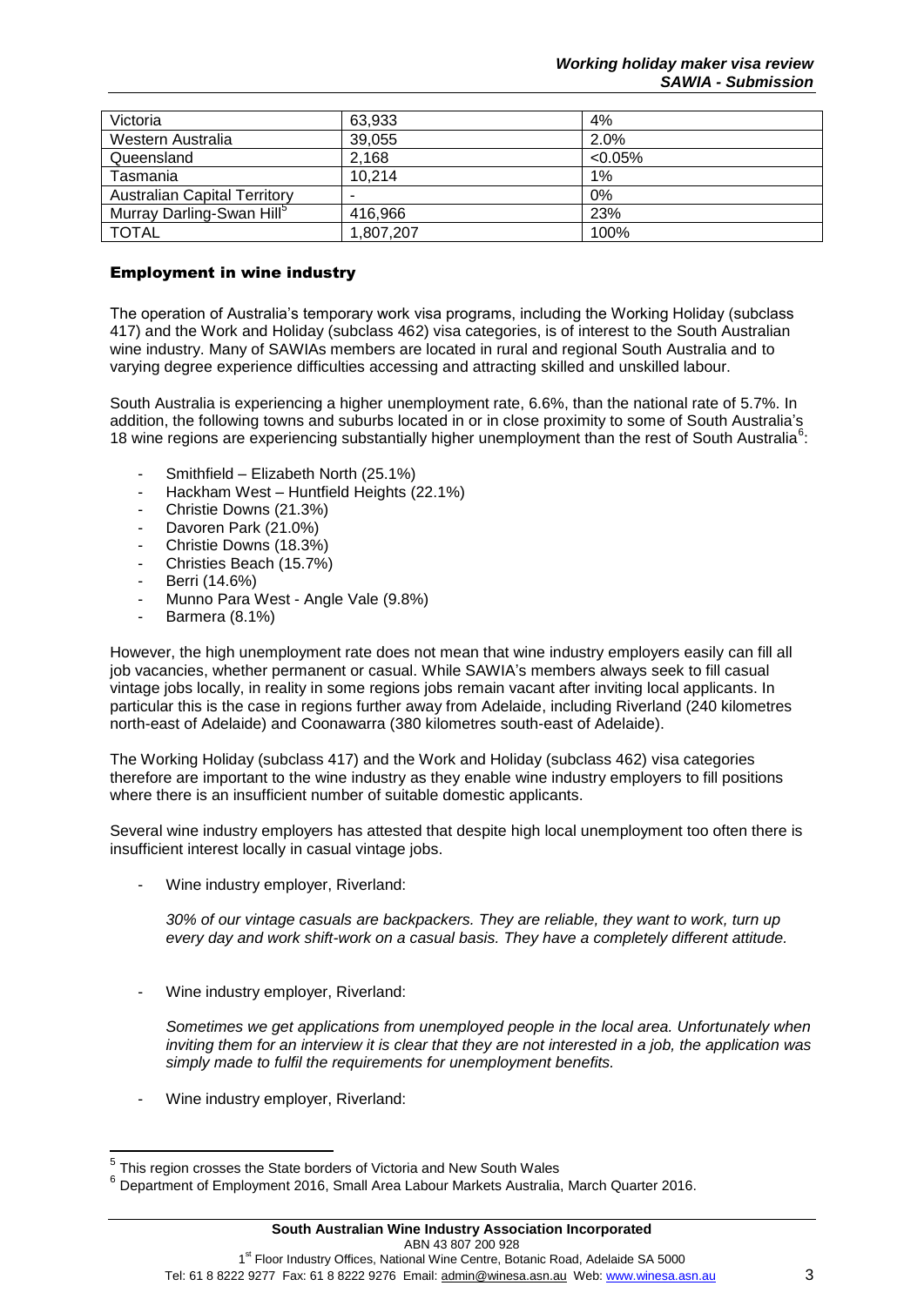| Victoria | 63,933 | 4% |
| --- | --- | --- |
| Western Australia | 39,055 | 2.0% |
| Queensland | 2,168 | <0.05% |
| Tasmania | 10,214 | 1% |
| Australian Capital Territory | - | 0% |
| Murray Darling-Swan Hill[5] | 416,966 | 23% |
| TOTAL | 1,807,207 | 100% |

## Employment in wine industry

The operation of Australia's temporary work visa programs, including the Working Holiday (subclass 417) and the Work and Holiday (subclass 462) visa categories, is of interest to the South Australian wine industry. Many of SAWIAs members are located in rural and regional South Australia and to varying degree experience difficulties accessing and attracting skilled and unskilled labour.

South Australia is experiencing a higher unemployment rate, 6.6%, than the national rate of 5.7%. In addition, the following towns and suburbs located in or in close proximity to some of South Australia's 18 wine regions are experiencing substantially higher unemployment than the rest of South Australia[6]:

- Smithfield – Elizabeth North (25.1%)
- Hackham West – Huntfield Heights (22.1%)
- Christie Downs (21.3%)
- Davoren Park (21.0%)
- Christie Downs (18.3%)
- Christies Beach (15.7%)
- Berri (14.6%)
- Munno Para West - Angle Vale (9.8%)
- Barmera (8.1%)

However, the high unemployment rate does not mean that wine industry employers easily can fill all job vacancies, whether permanent or casual. While SAWIA's members always seek to fill casual vintage jobs locally, in reality in some regions jobs remain vacant after inviting local applicants. In particular this is the case in regions further away from Adelaide, including Riverland (240 kilometres north-east of Adelaide) and Coonawarra (380 kilometres south-east of Adelaide).

The Working Holiday (subclass 417) and the Work and Holiday (subclass 462) visa categories therefore are important to the wine industry as they enable wine industry employers to fill positions where there is an insufficient number of suitable domestic applicants.

Several wine industry employers has attested that despite high local unemployment too often there is insufficient interest locally in casual vintage jobs.

- Wine industry employer, Riverland:

  *30% of our vintage casuals are backpackers. They are reliable, they want to work, turn up every day and work shift-work on a casual basis. They have a completely different attitude.*

- Wine industry employer, Riverland:

  *Sometimes we get applications from unemployed people in the local area. Unfortunately when inviting them for an interview it is clear that they are not interested in a job, the application was simply made to fulfil the requirements for unemployment benefits.*

- Wine industry employer, Riverland:

---

[5] This region crosses the State borders of Victoria and New South Wales

[6] Department of Employment 2016, Small Area Labour Markets Australia, March Quarter 2016.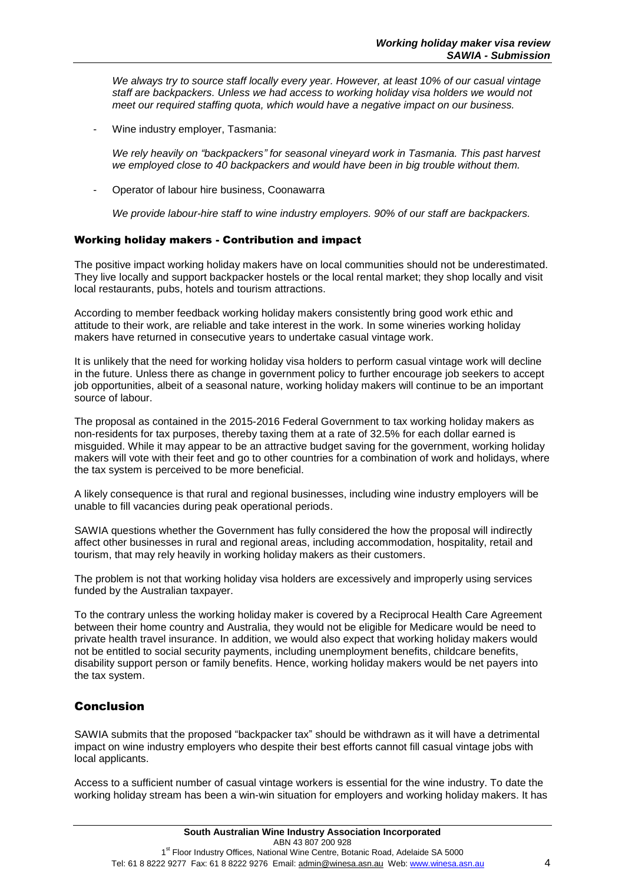*We always try to source staff locally every year. However, at least 10% of our casual vintage staff are backpackers. Unless we had access to working holiday visa holders we would not meet our required staffing quota, which would have a negative impact on our business.*

- Wine industry employer, Tasmania:

  *We rely heavily on "backpackers" for seasonal vineyard work in Tasmania. This past harvest we employed close to 40 backpackers and would have been in big trouble without them.*

- Operator of labour hire business, Coonawarra

  *We provide labour-hire staff to wine industry employers. 90% of our staff are backpackers.*

### Working holiday makers - Contribution and impact

The positive impact working holiday makers have on local communities should not be underestimated. They live locally and support backpacker hostels or the local rental market; they shop locally and visit local restaurants, pubs, hotels and tourism attractions.

According to member feedback working holiday makers consistently bring good work ethic and attitude to their work, are reliable and take interest in the work. In some wineries working holiday makers have returned in consecutive years to undertake casual vintage work.

It is unlikely that the need for working holiday visa holders to perform casual vintage work will decline in the future. Unless there as change in government policy to further encourage job seekers to accept job opportunities, albeit of a seasonal nature, working holiday makers will continue to be an important source of labour.

The proposal as contained in the 2015-2016 Federal Government to tax working holiday makers as non-residents for tax purposes, thereby taxing them at a rate of 32.5% for each dollar earned is misguided. While it may appear to be an attractive budget saving for the government, working holiday makers will vote with their feet and go to other countries for a combination of work and holidays, where the tax system is perceived to be more beneficial.

A likely consequence is that rural and regional businesses, including wine industry employers will be unable to fill vacancies during peak operational periods.

SAWIA questions whether the Government has fully considered the how the proposal will indirectly affect other businesses in rural and regional areas, including accommodation, hospitality, retail and tourism, that may rely heavily in working holiday makers as their customers.

The problem is not that working holiday visa holders are excessively and improperly using services funded by the Australian taxpayer.

To the contrary unless the working holiday maker is covered by a Reciprocal Health Care Agreement between their home country and Australia, they would not be eligible for Medicare would be need to private health travel insurance. In addition, we would also expect that working holiday makers would not be entitled to social security payments, including unemployment benefits, childcare benefits, disability support person or family benefits. Hence, working holiday makers would be net payers into the tax system.

## Conclusion

SAWIA submits that the proposed "backpacker tax" should be withdrawn as it will have a detrimental impact on wine industry employers who despite their best efforts cannot fill casual vintage jobs with local applicants.

Access to a sufficient number of casual vintage workers is essential for the wine industry. To date the working holiday stream has been a win-win situation for employers and working holiday makers. It has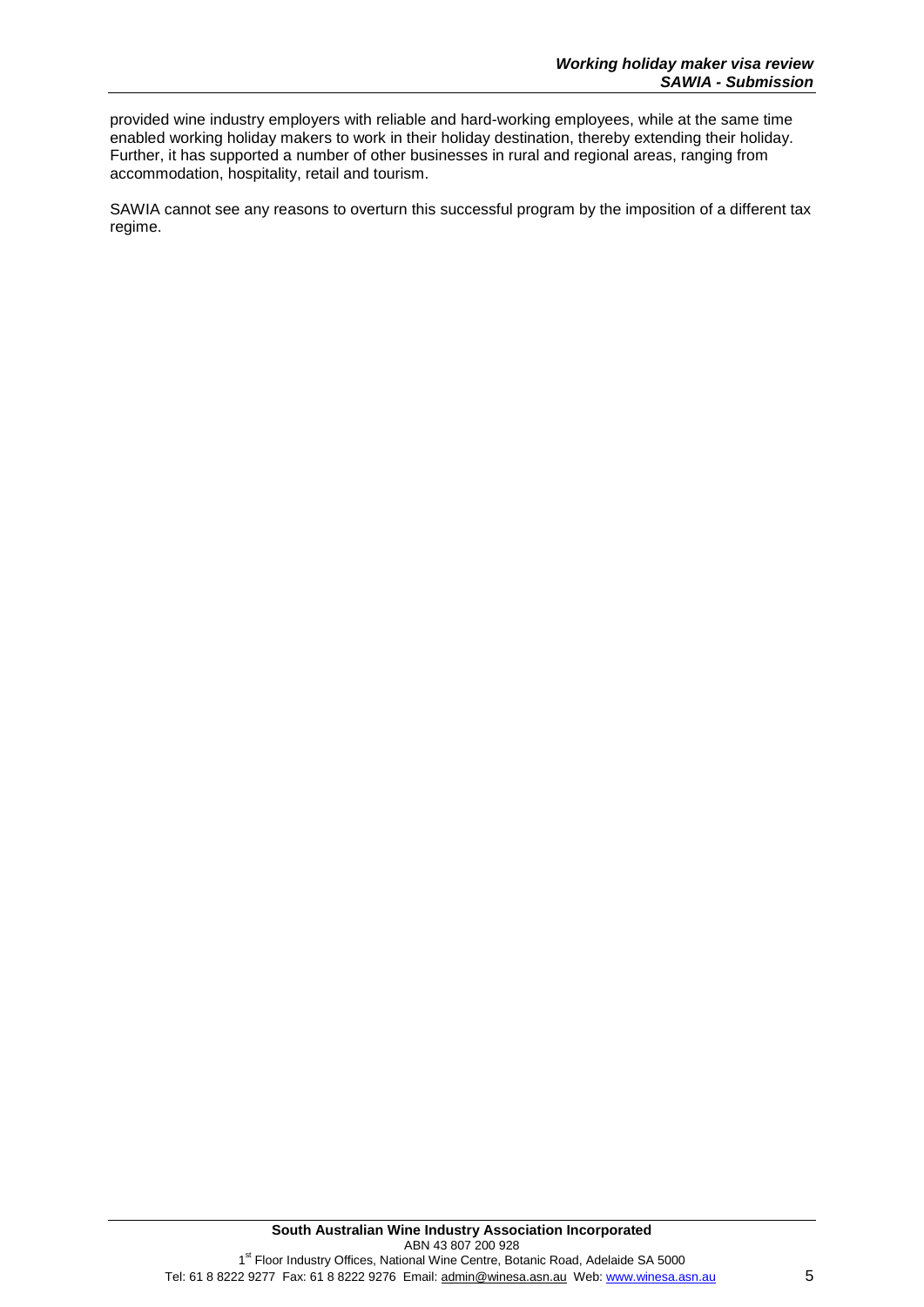provided wine industry employers with reliable and hard-working employees, while at the same time enabled working holiday makers to work in their holiday destination, thereby extending their holiday. Further, it has supported a number of other businesses in rural and regional areas, ranging from accommodation, hospitality, retail and tourism.

SAWIA cannot see any reasons to overturn this successful program by the imposition of a different tax regime.